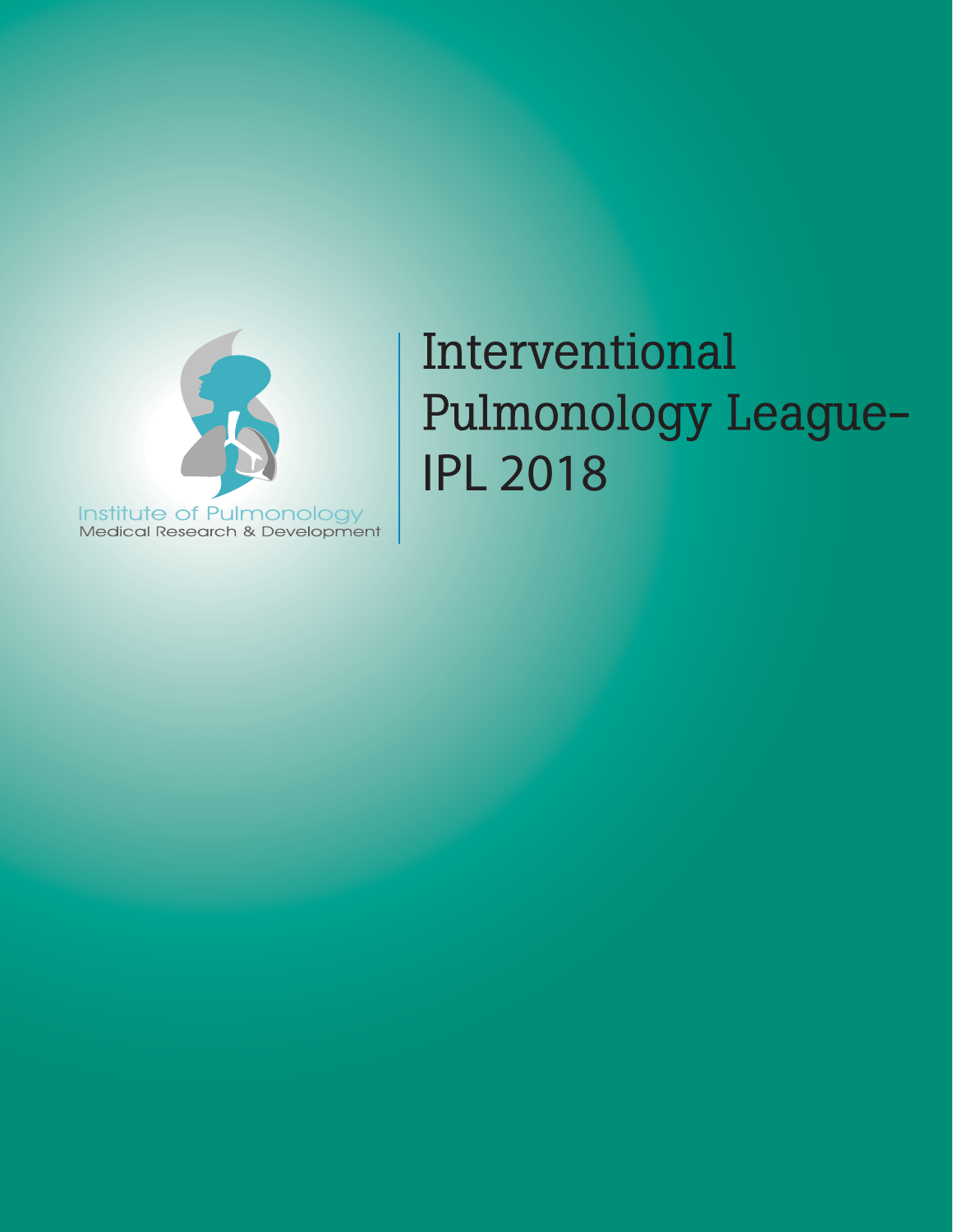Institute of Pulmonology
Medical Research & Development

# Interventional Pulmonology League-IPL 2018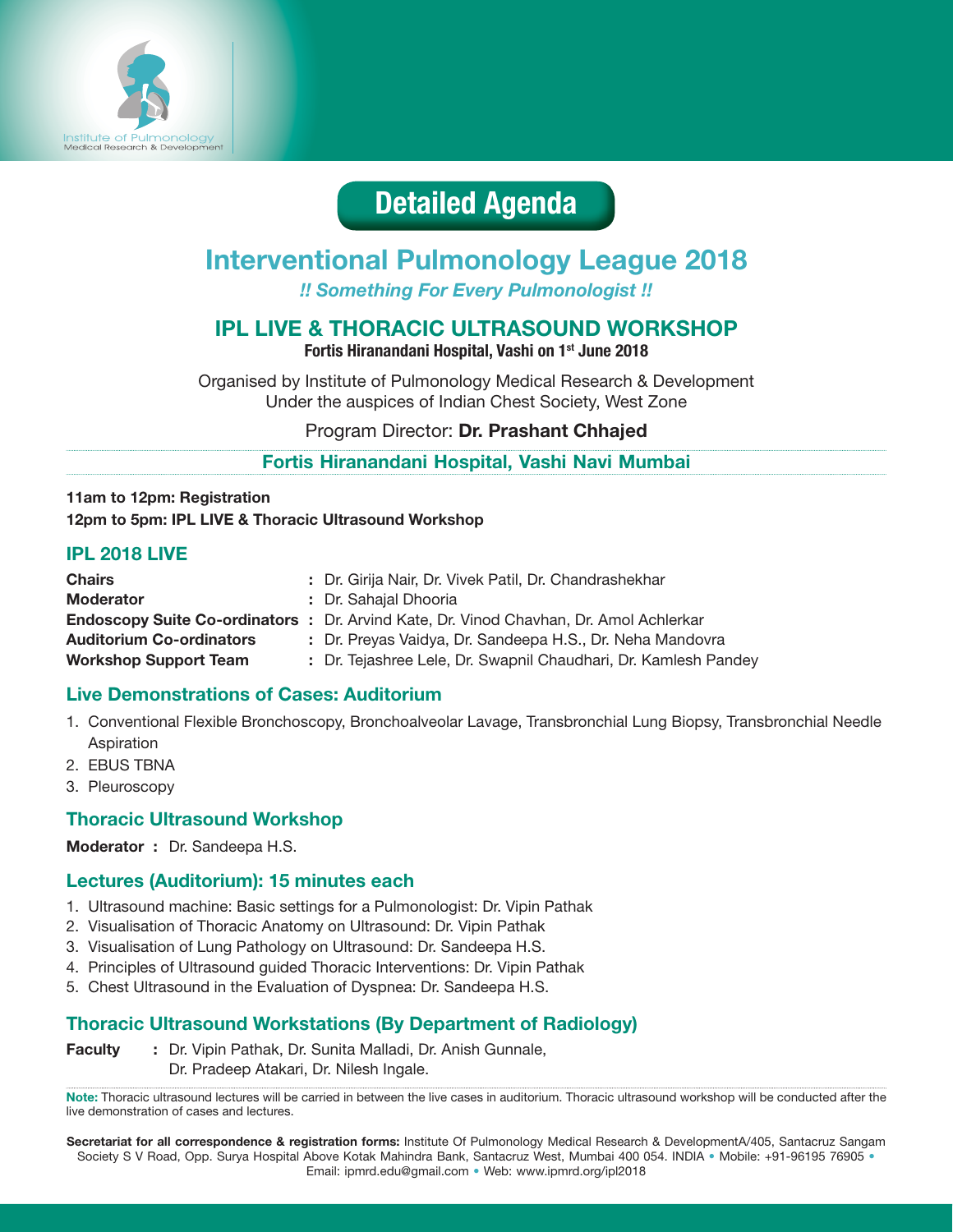Institute of Pulmonology
Medical Research & Development

# Detailed Agenda

## Interventional Pulmonology League 2018

***!! Something For Every Pulmonologist !!***

### IPL LIVE & THORACIC ULTRASOUND WORKSHOP

**Fortis Hiranandani Hospital, Vashi on 1st June 2018**

Organised by Institute of Pulmonology Medical Research & Development
Under the auspices of Indian Chest Society, West Zone

Program Director: **Dr. Prashant Chhajed**

**Fortis Hiranandani Hospital, Vashi Navi Mumbai**

**11am to 12pm: Registration**
**12pm to 5pm: IPL LIVE & Thoracic Ultrasound Workshop**

### IPL 2018 LIVE

**Chairs** : Dr. Girija Nair, Dr. Vivek Patil, Dr. Chandrashekhar
**Moderator** : Dr. Sahajal Dhooria
**Endoscopy Suite Co-ordinators** : Dr. Arvind Kate, Dr. Vinod Chavhan, Dr. Amol Achlerkar
**Auditorium Co-ordinators** : Dr. Preyas Vaidya, Dr. Sandeepa H.S., Dr. Neha Mandovra
**Workshop Support Team** : Dr. Tejashree Lele, Dr. Swapnil Chaudhari, Dr. Kamlesh Pandey

### Live Demonstrations of Cases: Auditorium

1. Conventional Flexible Bronchoscopy, Bronchoalveolar Lavage, Transbronchial Lung Biopsy, Transbronchial Needle Aspiration
2. EBUS TBNA
3. Pleuroscopy

### Thoracic Ultrasound Workshop

**Moderator :** Dr. Sandeepa H.S.

### Lectures (Auditorium): 15 minutes each

1. Ultrasound machine: Basic settings for a Pulmonologist: Dr. Vipin Pathak
2. Visualisation of Thoracic Anatomy on Ultrasound: Dr. Vipin Pathak
3. Visualisation of Lung Pathology on Ultrasound: Dr. Sandeepa H.S.
4. Principles of Ultrasound guided Thoracic Interventions: Dr. Vipin Pathak
5. Chest Ultrasound in the Evaluation of Dyspnea: Dr. Sandeepa H.S.

### Thoracic Ultrasound Workstations (By Department of Radiology)

**Faculty** : Dr. Vipin Pathak, Dr. Sunita Malladi, Dr. Anish Gunnale, Dr. Pradeep Atakari, Dr. Nilesh Ingale.

**Note:** Thoracic ultrasound lectures will be carried in between the live cases in auditorium. Thoracic ultrasound workshop will be conducted after the live demonstration of cases and lectures.

**Secretariat for all correspondence & registration forms:** Institute Of Pulmonology Medical Research & DevelopmentA/405, Santacruz Sangam Society S V Road, Opp. Surya Hospital Above Kotak Mahindra Bank, Santacruz West, Mumbai 400 054. INDIA • Mobile: +91-96195 76905 • Email: ipmrd.edu@gmail.com • Web: www.ipmrd.org/ipl2018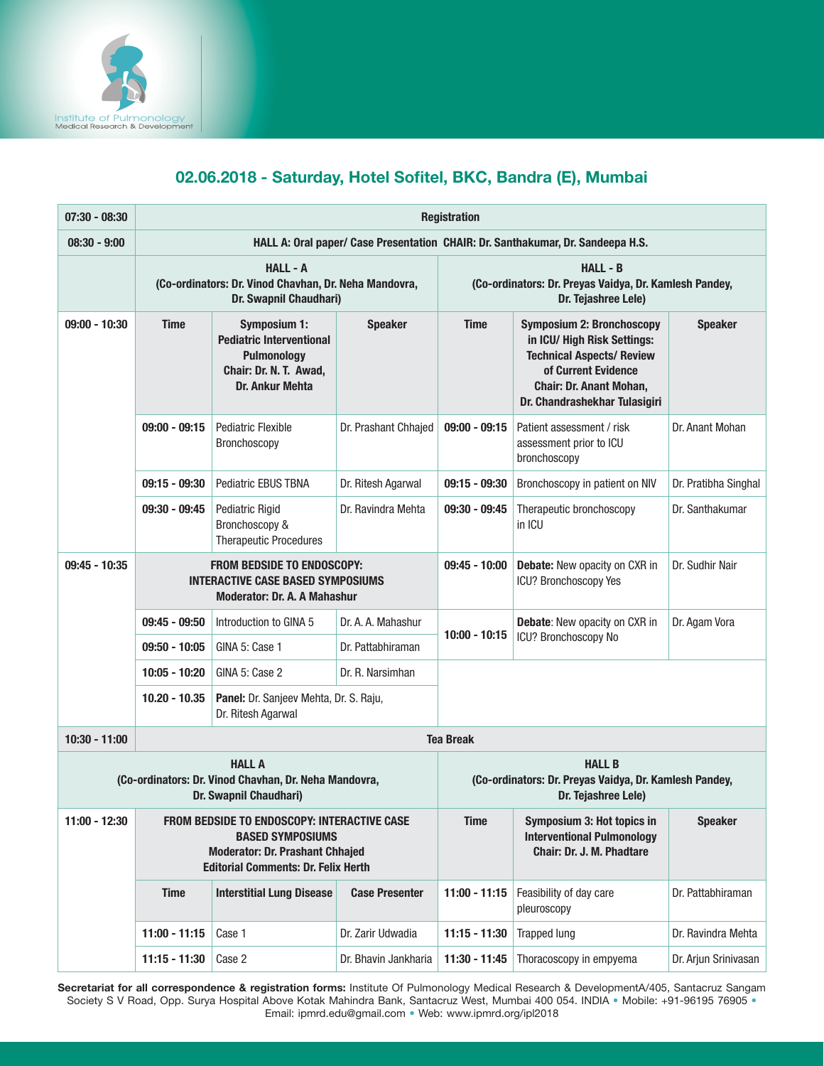Institute of Pulmonology
Medical Research & Development

## 02.06.2018 - Saturday, Hotel Sofitel, BKC, Bandra (E), Mumbai

| | | | | | | |
|---|---|---|---|---|---|---|
| **07:30 - 08:30** | **Registration** | | | | | |
| **08:30 - 9:00** | **HALL A: Oral paper/ Case Presentation CHAIR: Dr. Santhakumar, Dr. Sandeepa H.S.** | | | | | |
| | **HALL - A (Co-ordinators: Dr. Vinod Chavhan, Dr. Neha Mandovra, Dr. Swapnil Chaudhari)** | | | **HALL - B (Co-ordinators: Dr. Preyas Vaidya, Dr. Kamlesh Pandey, Dr. Tejashree Lele)** | | |
| **09:00 - 10:30** | **Time** | **Symposium 1: Pediatric Interventional Pulmonology Chair: Dr. N. T. Awad, Dr. Ankur Mehta** | **Speaker** | **Time** | **Symposium 2: Bronchoscopy in ICU/ High Risk Settings: Technical Aspects/ Review of Current Evidence Chair: Dr. Anant Mohan, Dr. Chandrashekhar Tulasigiri** | **Speaker** |
| | **09:00 - 09:15** | Pediatric Flexible Bronchoscopy | Dr. Prashant Chhajed | **09:00 - 09:15** | Patient assessment / risk assessment prior to ICU bronchoscopy | Dr. Anant Mohan |
| | **09:15 - 09:30** | Pediatric EBUS TBNA | Dr. Ritesh Agarwal | **09:15 - 09:30** | Bronchoscopy in patient on NIV | Dr. Pratibha Singhal |
| | **09:30 - 09:45** | Pediatric Rigid Bronchoscopy & Therapeutic Procedures | Dr. Ravindra Mehta | **09:30 - 09:45** | Therapeutic bronchoscopy in ICU | Dr. Santhakumar |
| **09:45 - 10:35** | **FROM BEDSIDE TO ENDOSCOPY: INTERACTIVE CASE BASED SYMPOSIUMS Moderator: Dr. A. A Mahashur** | | | **09:45 - 10:00** | **Debate:** New opacity on CXR in ICU? Bronchoscopy Yes | Dr. Sudhir Nair |
| | **09:45 - 09:50** | Introduction to GINA 5 | Dr. A. A. Mahashur | **10:00 - 10:15** | **Debate**: New opacity on CXR in ICU? Bronchoscopy No | Dr. Agam Vora |
| | **09:50 - 10:05** | GINA 5: Case 1 | Dr. Pattabhiraman | | | |
| | **10:05 - 10:20** | GINA 5: Case 2 | Dr. R. Narsimhan | | | |
| | **10.20 - 10.35** | **Panel:** Dr. Sanjeev Mehta, Dr. S. Raju, Dr. Ritesh Agarwal | | | | |
| **10:30 - 11:00** | **Tea Break** | | | | | |
| **HALL A (Co-ordinators: Dr. Vinod Chavhan, Dr. Neha Mandovra, Dr. Swapnil Chaudhari)** | | | | **HALL B (Co-ordinators: Dr. Preyas Vaidya, Dr. Kamlesh Pandey, Dr. Tejashree Lele)** | | |
| **11:00 - 12:30** | **FROM BEDSIDE TO ENDOSCOPY: INTERACTIVE CASE BASED SYMPOSIUMS Moderator: Dr. Prashant Chhajed Editorial Comments: Dr. Felix Herth** | | | **Time** | **Symposium 3: Hot topics in Interventional Pulmonology Chair: Dr. J. M. Phadtare** | **Speaker** |
| | **Time** | **Interstitial Lung Disease** | **Case Presenter** | **11:00 - 11:15** | Feasibility of day care pleuroscopy | Dr. Pattabhiraman |
| | **11:00 - 11:15** | Case 1 | Dr. Zarir Udwadia | **11:15 - 11:30** | Trapped lung | Dr. Ravindra Mehta |
| | **11:15 - 11:30** | Case 2 | Dr. Bhavin Jankharia | **11:30 - 11:45** | Thoracoscopy in empyema | Dr. Arjun Srinivasan |

**Secretariat for all correspondence & registration forms:** Institute Of Pulmonology Medical Research & DevelopmentA/405, Santacruz Sangam Society S V Road, Opp. Surya Hospital Above Kotak Mahindra Bank, Santacruz West, Mumbai 400 054. INDIA • Mobile: +91-96195 76905 • Email: ipmrd.edu@gmail.com • Web: www.ipmrd.org/ipl2018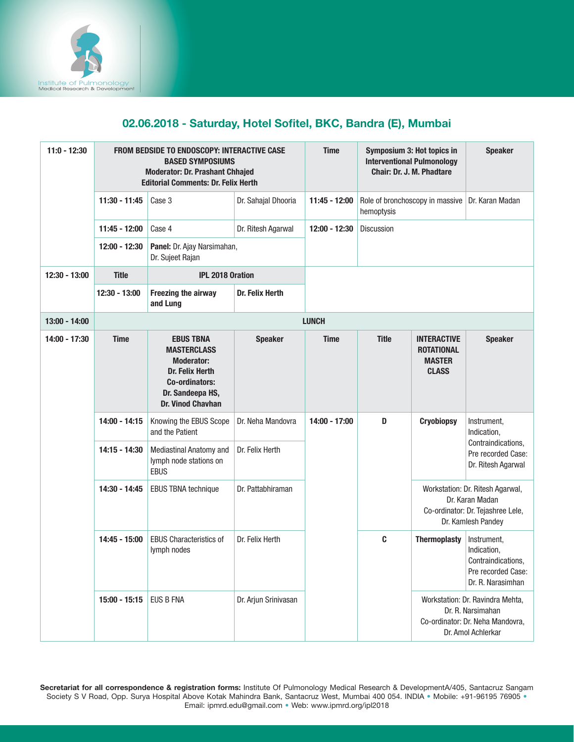## 02.06.2018 - Saturday, Hotel Sofitel, BKC, Bandra (E), Mumbai

| 11:0 - 12:30 | **FROM BEDSIDE TO ENDOSCOPY: INTERACTIVE CASE BASED SYMPOSIUMS Moderator: Dr. Prashant Chhajed Editorial Comments: Dr. Felix Herth** | | | **Time** | **Symposium 3: Hot topics in Interventional Pulmonology Chair: Dr. J. M. Phadtare** | | **Speaker** |
|---|---|---|---|---|---|---|---|
| | **11:30 - 11:45** | Case 3 | Dr. Sahajal Dhooria | **11:45 - 12:00** | Role of bronchoscopy in massive hemoptysis | | Dr. Karan Madan |
| | **11:45 - 12:00** | Case 4 | Dr. Ritesh Agarwal | **12:00 - 12:30** | Discussion | | |
| | **12:00 - 12:30** | **Panel:** Dr. Ajay Narsimahan, Dr. Sujeet Rajan | | | | | |
| **12:30 - 13:00** | **Title** | **IPL 2018 Oration** | | | | | |
| | **12:30 - 13:00** | **Freezing the airway and Lung** | **Dr. Felix Herth** | | | | |
| **13:00 - 14:00** | **LUNCH** | | | | | | |
| **14:00 - 17:30** | **Time** | **EBUS TBNA MASTERCLASS Moderator: Dr. Felix Herth Co-ordinators: Dr. Sandeepa HS, Dr. Vinod Chavhan** | **Speaker** | **Time** | **Title** | **INTERACTIVE ROTATIONAL MASTER CLASS** | **Speaker** |
| | **14:00 - 14:15** | Knowing the EBUS Scope and the Patient | Dr. Neha Mandovra | **14:00 - 17:00** | **D** | **Cryobiopsy** | Instrument, Indication, Contraindications, Pre recorded Case: Dr. Ritesh Agarwal |
| | **14:15 - 14:30** | Mediastinal Anatomy and lymph node stations on EBUS | Dr. Felix Herth | | | | |
| | **14:30 - 14:45** | EBUS TBNA technique | Dr. Pattabhiraman | | | Workstation: Dr. Ritesh Agarwal, Dr. Karan Madan Co-ordinator: Dr. Tejashree Lele, Dr. Kamlesh Pandey | |
| | **14:45 - 15:00** | EBUS Characteristics of lymph nodes | Dr. Felix Herth | | **C** | **Thermoplasty** | Instrument, Indication, Contraindications, Pre recorded Case: Dr. R. Narasimhan |
| | **15:00 - 15:15** | EUS B FNA | Dr. Arjun Srinivasan | | | Workstation: Dr. Ravindra Mehta, Dr. R. Narsimhan Co-ordinator: Dr. Neha Mandovra, Dr. Amol Achlerkar | |

**Secretariat for all correspondence & registration forms:** Institute Of Pulmonology Medical Research & DevelopmentA/405, Santacruz Sangam Society S V Road, Opp. Surya Hospital Above Kotak Mahindra Bank, Santacruz West, Mumbai 400 054. INDIA • Mobile: +91-96195 76905 • Email: ipmrd.edu@gmail.com • Web: www.ipmrd.org/ipl2018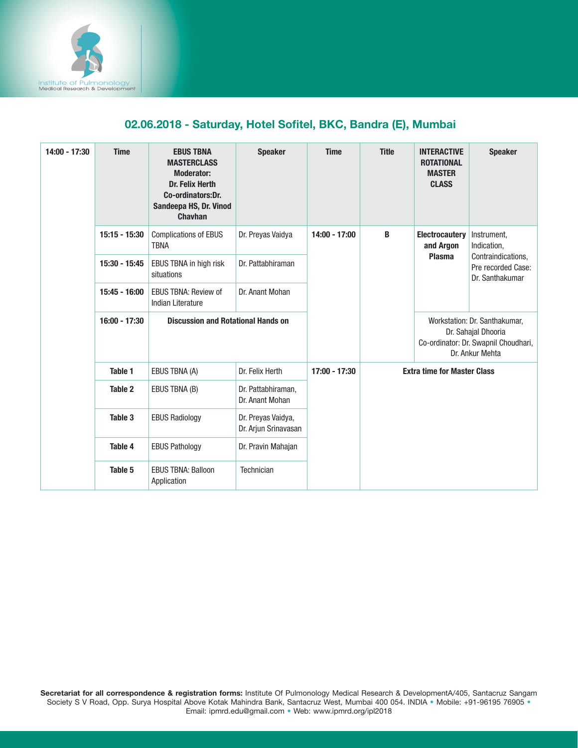## 02.06.2018 - Saturday, Hotel Sofitel, BKC, Bandra (E), Mumbai

| 14:00 - 17:30 | Time | EBUS TBNA MASTERCLASS Moderator: Dr. Felix Herth Co-ordinators:Dr. Sandeepa HS, Dr. Vinod Chavhan | Speaker | Time | Title | INTERACTIVE ROTATIONAL MASTER CLASS | Speaker |
|---|---|---|---|---|---|---|---|
| | **15:15 - 15:30** | Complications of EBUS TBNA | Dr. Preyas Vaidya | **14:00 - 17:00** | **B** | **Electrocautery and Argon Plasma** | Instrument, Indication, Contraindications, Pre recorded Case: Dr. Santhakumar |
| | **15:30 - 15:45** | EBUS TBNA in high risk situations | Dr. Pattabhiraman | | | | |
| | **15:45 - 16:00** | EBUS TBNA: Review of Indian Literature | Dr. Anant Mohan | | | | |
| | **16:00 - 17:30** | **Discussion and Rotational Hands on** | | | | Workstation: Dr. Santhakumar, Dr. Sahajal Dhooria Co-ordinator: Dr. Swapnil Choudhari, Dr. Ankur Mehta | |
| | **Table 1** | EBUS TBNA (A) | Dr. Felix Herth | **17:00 - 17:30** | **Extra time for Master Class** | | |
| | **Table 2** | EBUS TBNA (B) | Dr. Pattabhiraman, Dr. Anant Mohan | | | | |
| | **Table 3** | EBUS Radiology | Dr. Preyas Vaidya, Dr. Arjun Srinavasan | | | | |
| | **Table 4** | EBUS Pathology | Dr. Pravin Mahajan | | | | |
| | **Table 5** | EBUS TBNA: Balloon Application | Technician | | | | |

**Secretariat for all correspondence & registration forms:** Institute Of Pulmonology Medical Research & DevelopmentA/405, Santacruz Sangam Society S V Road, Opp. Surya Hospital Above Kotak Mahindra Bank, Santacruz West, Mumbai 400 054. INDIA • Mobile: +91-96195 76905 • Email: ipmrd.edu@gmail.com • Web: www.ipmrd.org/ipl2018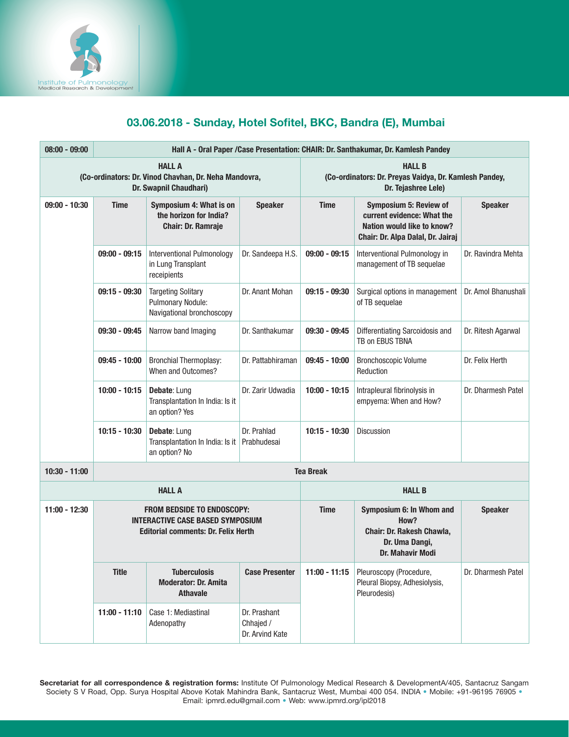## 03.06.2018 - Sunday, Hotel Sofitel, BKC, Bandra (E), Mumbai

| 08:00 - 09:00 | Hall A - Oral Paper /Case Presentation: CHAIR: Dr. Santhakumar, Dr. Kamlesh Pandey | | | | | |
|---|---|---|---|---|---|---|
| **HALL A** (Co-ordinators: Dr. Vinod Chavhan, Dr. Neha Mandovra, Dr. Swapnil Chaudhari) | | | | **HALL B** (Co-ordinators: Dr. Preyas Vaidya, Dr. Kamlesh Pandey, Dr. Tejashree Lele) | | |
| **09:00 - 10:30** | **Time** | **Symposium 4: What is on the horizon for India? Chair: Dr. Ramraje** | **Speaker** | **Time** | **Symposium 5: Review of current evidence: What the Nation would like to know? Chair: Dr. Alpa Dalal, Dr. Jairaj** | **Speaker** |
| | **09:00 - 09:15** | Interventional Pulmonology in Lung Transplant receipients | Dr. Sandeepa H.S. | **09:00 - 09:15** | Interventional Pulmonology in management of TB sequelae | Dr. Ravindra Mehta |
| | **09:15 - 09:30** | Targeting Solitary Pulmonary Nodule: Navigational bronchoscopy | Dr. Anant Mohan | **09:15 - 09:30** | Surgical options in management of TB sequelae | Dr. Amol Bhanushali |
| | **09:30 - 09:45** | Narrow band Imaging | Dr. Santhakumar | **09:30 - 09:45** | Differentiating Sarcoidosis and TB on EBUS TBNA | Dr. Ritesh Agarwal |
| | **09:45 - 10:00** | Bronchial Thermoplasy: When and Outcomes? | Dr. Pattabhiraman | **09:45 - 10:00** | Bronchoscopic Volume Reduction | Dr. Felix Herth |
| | **10:00 - 10:15** | **Debate**: Lung Transplantation In India: Is it an option? Yes | Dr. Zarir Udwadia | **10:00 - 10:15** | Intrapleural fibrinolysis in empyema: When and How? | Dr. Dharmesh Patel |
| | **10:15 - 10:30** | **Debate**: Lung Transplantation In India: Is it an option? No | Dr. Prahlad Prabhudesai | **10:15 - 10:30** | Discussion | |
| **10:30 - 11:00** | **Tea Break** | | | | | |
| **HALL A** | | | | **HALL B** | | |
| **11:00 - 12:30** | **FROM BEDSIDE TO ENDOSCOPY: INTERACTIVE CASE BASED SYMPOSIUM Editorial comments: Dr. Felix Herth** | | | **Time** | **Symposium 6: In Whom and How? Chair: Dr. Rakesh Chawla, Dr. Uma Dangi, Dr. Mahavir Modi** | **Speaker** |
| | **Title** | **Tuberculosis Moderator: Dr. Amita Athavale** | **Case Presenter** | **11:00 - 11:15** | Pleuroscopy (Procedure, Pleural Biopsy, Adhesiolysis, Pleurodesis) | Dr. Dharmesh Patel |
| | **11:00 - 11:10** | Case 1: Mediastinal Adenopathy | Dr. Prashant Chhajed / Dr. Arvind Kate | | | |

**Secretariat for all correspondence & registration forms:** Institute Of Pulmonology Medical Research & DevelopmentA/405, Santacruz Sangam Society S V Road, Opp. Surya Hospital Above Kotak Mahindra Bank, Santacruz West, Mumbai 400 054. INDIA • Mobile: +91-96195 76905 • Email: ipmrd.edu@gmail.com • Web: www.ipmrd.org/ipl2018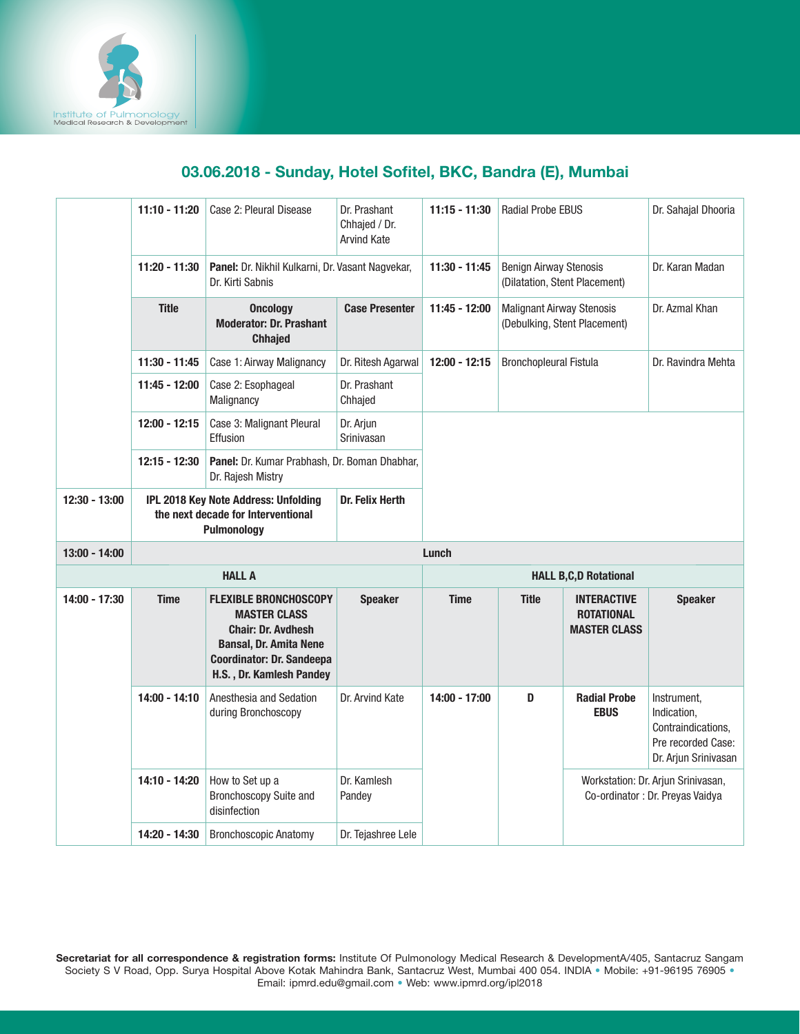## 03.06.2018 - Sunday, Hotel Sofitel, BKC, Bandra (E), Mumbai

| | | | | | | | |
|---|---|---|---|---|---|---|---|
| | **11:10 - 11:20** | Case 2: Pleural Disease | Dr. Prashant Chhajed / Dr. Arvind Kate | **11:15 - 11:30** | Radial Probe EBUS | | Dr. Sahajal Dhooria |
| | **11:20 - 11:30** | **Panel:** Dr. Nikhil Kulkarni, Dr. Vasant Nagvekar, Dr. Kirti Sabnis | | **11:30 - 11:45** | Benign Airway Stenosis (Dilatation, Stent Placement) | | Dr. Karan Madan |
| | **Title** | **Oncology Moderator: Dr. Prashant Chhajed** | **Case Presenter** | **11:45 - 12:00** | Malignant Airway Stenosis (Debulking, Stent Placement) | | Dr. Azmal Khan |
| | **11:30 - 11:45** | Case 1: Airway Malignancy | Dr. Ritesh Agarwal | **12:00 - 12:15** | Bronchopleural Fistula | | Dr. Ravindra Mehta |
| | **11:45 - 12:00** | Case 2: Esophageal Malignancy | Dr. Prashant Chhajed | | | | |
| | **12:00 - 12:15** | Case 3: Malignant Pleural Effusion | Dr. Arjun Srinivasan | | | | |
| | **12:15 - 12:30** | **Panel:** Dr. Kumar Prabhash, Dr. Boman Dhabhar, Dr. Rajesh Mistry | | | | | |
| **12:30 - 13:00** | **IPL 2018 Key Note Address: Unfolding the next decade for Interventional Pulmonology** | | **Dr. Felix Herth** | | | | |
| **13:00 - 14:00** | **Lunch** | | | | | | |
| **HALL A** | | | | **HALL B,C,D Rotational** | | | |
| **14:00 - 17:30** | **Time** | **FLEXIBLE BRONCHOSCOPY MASTER CLASS Chair: Dr. Avdhesh Bansal, Dr. Amita Nene Coordinator: Dr. Sandeepa H.S. , Dr. Kamlesh Pandey** | **Speaker** | **Time** | **Title** | **INTERACTIVE ROTATIONAL MASTER CLASS** | **Speaker** |
| | **14:00 - 14:10** | Anesthesia and Sedation during Bronchoscopy | Dr. Arvind Kate | **14:00 - 17:00** | **D** | **Radial Probe EBUS** | Instrument, Indication, Contraindications, Pre recorded Case: Dr. Arjun Srinivasan |
| | **14:10 - 14:20** | How to Set up a Bronchoscopy Suite and disinfection | Dr. Kamlesh Pandey | | | Workstation: Dr. Arjun Srinivasan, Co-ordinator : Dr. Preyas Vaidya | |
| | **14:20 - 14:30** | Bronchoscopic Anatomy | Dr. Tejashree Lele | | | | |

**Secretariat for all correspondence & registration forms:** Institute Of Pulmonology Medical Research & DevelopmentA/405, Santacruz Sangam Society S V Road, Opp. Surya Hospital Above Kotak Mahindra Bank, Santacruz West, Mumbai 400 054. INDIA • Mobile: +91-96195 76905 • Email: ipmrd.edu@gmail.com • Web: www.ipmrd.org/ipl2018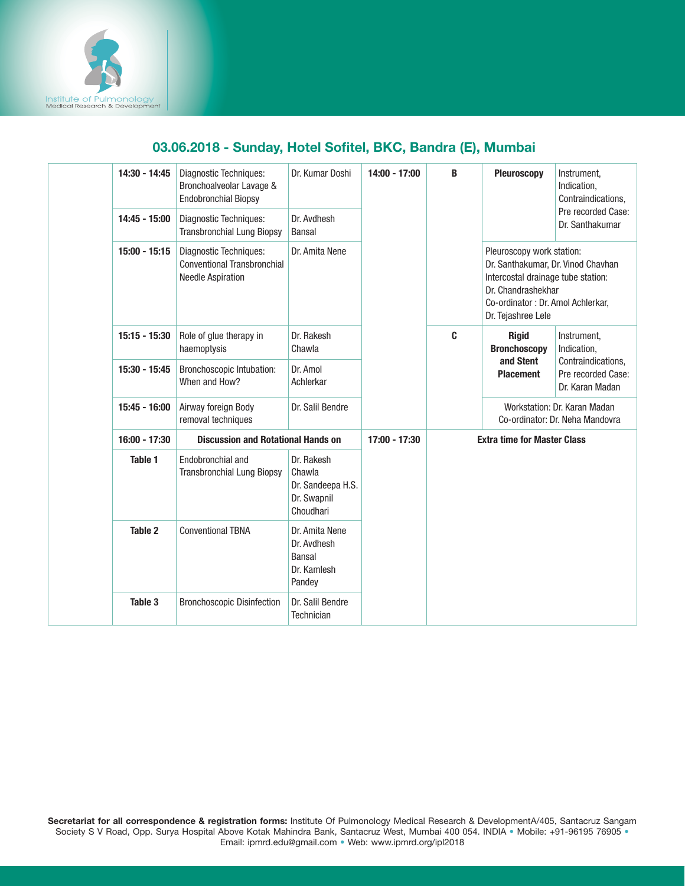## 03.06.2018 - Sunday, Hotel Sofitel, BKC, Bandra (E), Mumbai

| | | | | | | | |
|---|---|---|---|---|---|---|---|
| | **14:30 - 14:45** | Diagnostic Techniques: Bronchoalveolar Lavage & Endobronchial Biopsy | Dr. Kumar Doshi | **14:00 - 17:00** | **B** | **Pleuroscopy** | Instrument, Indication, Contraindications, Pre recorded Case: Dr. Santhakumar |
| | **14:45 - 15:00** | Diagnostic Techniques: Transbronchial Lung Biopsy | Dr. Avdhesh Bansal | | | | |
| | **15:00 - 15:15** | Diagnostic Techniques: Conventional Transbronchial Needle Aspiration | Dr. Amita Nene | | | Pleuroscopy work station: Dr. Santhakumar, Dr. Vinod Chavhan Intercostal drainage tube station: Dr. Chandrashekhar Co-ordinator : Dr. Amol Achlerkar, Dr. Tejashree Lele | |
| | **15:15 - 15:30** | Role of glue therapy in haemoptysis | Dr. Rakesh Chawla | | **C** | **Rigid Bronchoscopy and Stent Placement** | Instrument, Indication, Contraindications, Pre recorded Case: Dr. Karan Madan |
| | **15:30 - 15:45** | Bronchoscopic Intubation: When and How? | Dr. Amol Achlerkar | | | | |
| | **15:45 - 16:00** | Airway foreign Body removal techniques | Dr. Salil Bendre | | | Workstation: Dr. Karan Madan Co-ordinator: Dr. Neha Mandovra | |
| | **16:00 - 17:30** | **Discussion and Rotational Hands on** | | **17:00 - 17:30** | **Extra time for Master Class** | | |
| | **Table 1** | Endobronchial and Transbronchial Lung Biopsy | Dr. Rakesh Chawla Dr. Sandeepa H.S. Dr. Swapnil Choudhari | | | | |
| | **Table 2** | Conventional TBNA | Dr. Amita Nene Dr. Avdhesh Bansal Dr. Kamlesh Pandey | | | | |
| | **Table 3** | Bronchoscopic Disinfection | Dr. Salil Bendre Technician | | | | |

**Secretariat for all correspondence & registration forms:** Institute Of Pulmonology Medical Research & DevelopmentA/405, Santacruz Sangam Society S V Road, Opp. Surya Hospital Above Kotak Mahindra Bank, Santacruz West, Mumbai 400 054. INDIA • Mobile: +91-96195 76905 • Email: ipmrd.edu@gmail.com • Web: www.ipmrd.org/ipl2018